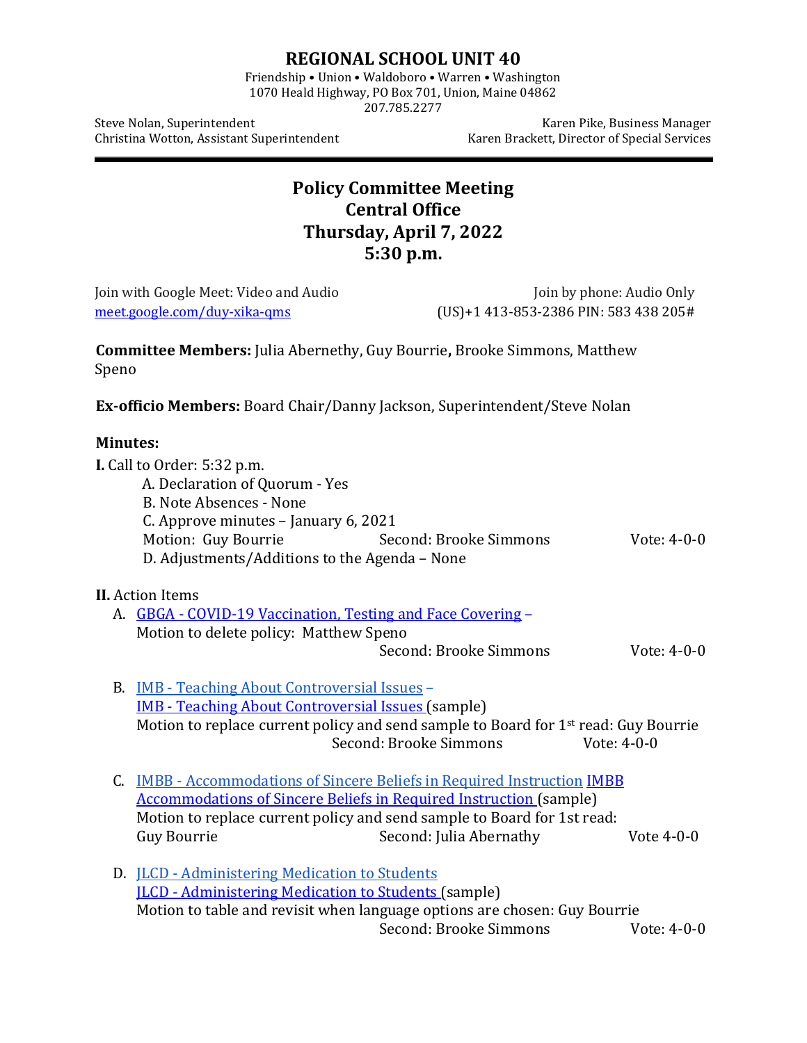# REGIONAL SCHOOL UNIT 40

Friendship • Union • Waldoboro • Warren • Washington
1070 Heald Highway, PO Box 701, Union, Maine 04862
207.785.2277

Steve Nolan, Superintendent
Christina Wotton, Assistant Superintendent

Karen Pike, Business Manager
Karen Brackett, Director of Special Services

## Policy Committee Meeting
## Central Office
## Thursday, April 7, 2022
## 5:30 p.m.

Join with Google Meet: Video and Audio
meet.google.com/duy-xika-qms

Join by phone: Audio Only
(US)+1 413-853-2386 PIN: 583 438 205#

**Committee Members:** Julia Abernethy, Guy Bourrie**,** Brooke Simmons, Matthew Speno

**Ex-officio Members:** Board Chair/Danny Jackson, Superintendent/Steve Nolan

**Minutes:**

**I.** Call to Order: 5:32 p.m.

A. Declaration of Quorum - Yes
B. Note Absences - None
C. Approve minutes – January 6, 2021
Motion: Guy Bourrie Second: Brooke Simmons Vote: 4-0-0
D. Adjustments/Additions to the Agenda – None

**II.** Action Items

A. GBGA - COVID-19 Vaccination, Testing and Face Covering –
Motion to delete policy: Matthew Speno
Second: Brooke Simmons Vote: 4-0-0

B. IMB - Teaching About Controversial Issues –
IMB - Teaching About Controversial Issues (sample)
Motion to replace current policy and send sample to Board for 1st read: Guy Bourrie
Second: Brooke Simmons Vote: 4-0-0

C. IMBB - Accommodations of Sincere Beliefs in Required Instruction IMBB Accommodations of Sincere Beliefs in Required Instruction (sample)
Motion to replace current policy and send sample to Board for 1st read:
Guy Bourrie Second: Julia Abernathy Vote 4-0-0

D. JLCD - Administering Medication to Students
JLCD - Administering Medication to Students (sample)
Motion to table and revisit when language options are chosen: Guy Bourrie
Second: Brooke Simmons Vote: 4-0-0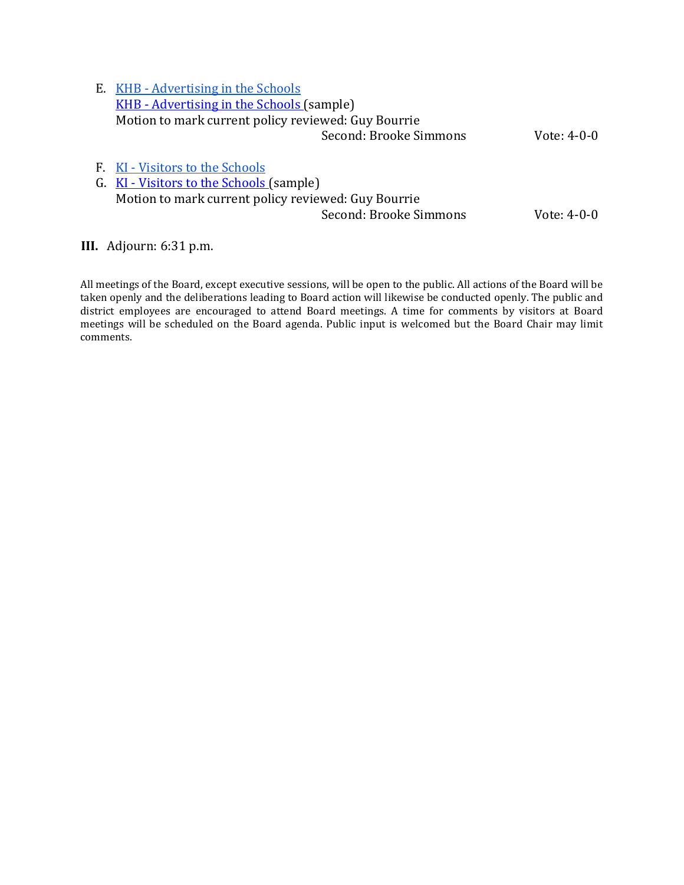E. KHB - Advertising in the Schools
   KHB - Advertising in the Schools (sample)
   Motion to mark current policy reviewed: Guy Bourrie
   Second: Brooke Simmons Vote: 4-0-0

F. KI - Visitors to the Schools

G. KI - Visitors to the Schools (sample)
   Motion to mark current policy reviewed: Guy Bourrie
   Second: Brooke Simmons Vote: 4-0-0

**III.** Adjourn: 6:31 p.m.

All meetings of the Board, except executive sessions, will be open to the public. All actions of the Board will be taken openly and the deliberations leading to Board action will likewise be conducted openly. The public and district employees are encouraged to attend Board meetings. A time for comments by visitors at Board meetings will be scheduled on the Board agenda. Public input is welcomed but the Board Chair may limit comments.